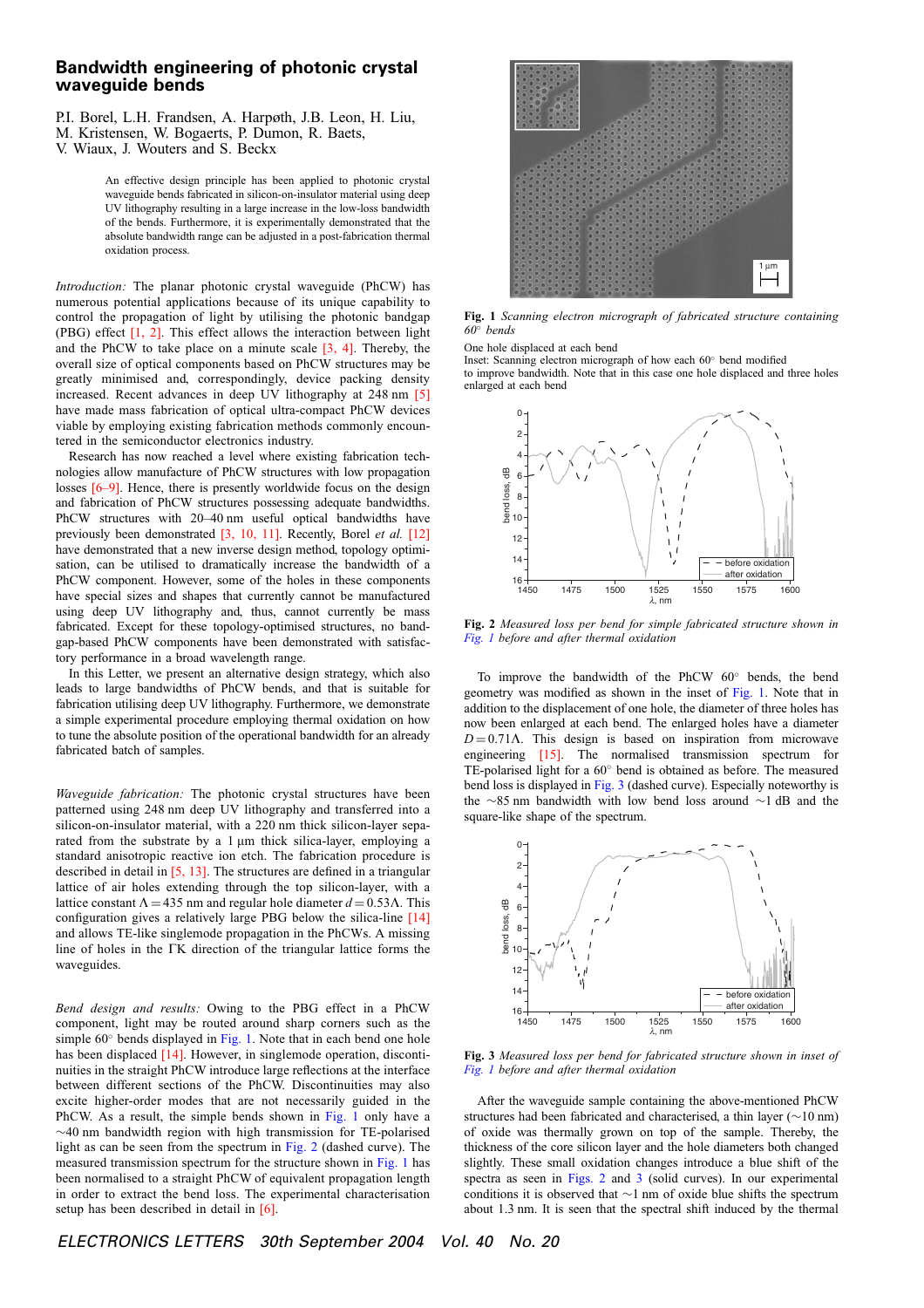# Bandwidth engineering of photonic crystal waveguide bends

P.I. Borel, L.H. Frandsen, A. Harpøth, J.B. Leon, H. Liu, M. Kristensen, W. Bogaerts, P. Dumon, R. Baets, V. Wiaux, J. Wouters and S. Beckx

An effective design principle has been applied to photonic crystal waveguide bends fabricated in silicon-on-insulator material using deep UV lithography resulting in a large increase in the low-loss bandwidth of the bends. Furthermore, it is experimentally demonstrated that the absolute bandwidth range can be adjusted in a post-fabrication thermal oxidation process.

*Introduction:* The planar photonic crystal waveguide (PhCW) has numerous potential applications because of its unique capability to control the propagation of light by utilising the photonic bandgap (PBG) effect [1, 2]. This effect allows the interaction between light and the PhCW to take place on a minute scale [3, 4]. Thereby, the overall size of optical components based on PhCW structures may be greatly minimised and, correspondingly, device packing density increased. Recent advances in deep UV lithography at 248 nm [5] have made mass fabrication of optical ultra-compact PhCW devices viable by employing existing fabrication methods commonly encountered in the semiconductor electronics industry.

Research has now reached a level where existing fabrication technologies allow manufacture of PhCW with low propagation losses [6–9]. Hence, there is presently worldwide focus on the design and fabrication of PhCW structures possessing adequate bandwidths. PhCW structures with 20–40 nm useful optical bandwidths have previously been demonstrated [3, 10, 11]. Recently, Borel *et al.* [12] have demonstrated that a new inverse design method, topology optimisation, can be utilised to dramatically increase the bandwidth of a PhCW component. However, some of the holes in these components have special sizes and shapes that currently cannot be manufactured using deep UV lithography and, thus, cannot currently be mass fabricated. Except for these topology-optimised structures, no bandgap-based PhCW components have been demonstrated with satisfactory performance in a broad wavelength range.

In this Letter, we present an alternative design strategy, which also leads to large bandwidths of PhCW bends, and that is suitable for fabrication utilising deep UV lithography. Furthermore, we demonstrate a simple experimental procedure employing thermal oxidation on how to tune the absolute position of the operational bandwidth for an already fabricated batch of samples.

*Waveguide fabrication:* The photonic crystal structures have been patterned using 248 nm deep UV lithography and transferred into a silicon-on-insulator material, with a 220 nm thick silicon-layer separated from the substrate by a 1 µm thick silica-layer, employing a standard anisotropic reactive ion etch. The fabrication procedure is described in detail in [5, 13]. The structures are defined in a triangular lattice of air holes extending through the top silicon-layer, with a lattice constant $\Lambda = 435$ nm and regular hole diameter $d = 0.53\Lambda$. This configuration gives a relatively large PBG below the silica-line [14] and allows TE-like singlemode propagation in the PhCWs. A missing line of holes in the ΓK direction of the triangular lattice forms the waveguides.

*Bend design and results:* Owing to the PBG effect in a PhCW component, light may be routed around sharp corners such as the simple 60° bends displayed in Fig. 1. Note that in each bend one hole has been displaced [14]. However, in singlemode operation, discontinuities in the straight PhCW introduce large reflections at the interface between different sections of the PhCW. Discontinuities may also excite higher-order modes that are not necessarily guided in the PhCW. As a result, the simple bends shown in Fig. 1 only have a ~40 nm bandwidth region with high transmission for TE-polarised light as can be seen from the spectrum in Fig. 2 (dashed curve). The measured transmission spectrum for the structure shown in Fig. 1 has been normalised to a straight PhCW of equivalent propagation length in order to extract the bend loss. The experimental characterisation setup has been described in detail in [6].

**Fig. 1** *Scanning electron micrograph of fabricated structure containing 60° bends*

One hole displaced at each bend
Inset: Scanning electron micrograph of how each 60° bend modified to improve bandwidth. Note that in this case one hole displaced and three holes enlarged at each bend

**Fig. 2** *Measured loss per bend for simple fabricated structure shown in Fig. 1 before and after thermal oxidation*

To improve the bandwidth of the PhCW 60° bends, the bend geometry was modified as shown in the inset of Fig. 1. Note that in addition to the displacement of one hole, the diameter of three holes has now been enlarged at each bend. The enlarged holes have a diameter $D = 0.71\Lambda$. This design is based on inspiration from microwave engineering [15]. The normalised transmission spectrum for TE-polarised light for a 60° bend is obtained as before. The measured bend loss is displayed in Fig. 3 (dashed curve). Especially noteworthy is the ~85 nm bandwidth with low bend loss around ~1 dB and the square-like shape of the spectrum.

**Fig. 3** *Measured loss per bend for fabricated structure shown in inset of Fig. 1 before and after thermal oxidation*

After the waveguide sample containing the above-mentioned PhCW structures had been fabricated and characterised, a thin layer (~10 nm) of oxide was thermally grown on top of the sample. Thereby, the thickness of the core silicon layer and the hole diameters both changed slightly. These small oxidation changes introduce a blue shift of the spectra as seen in Figs. 2 and 3 (solid curves). In our experimental conditions it is observed that ~1 nm of oxide blue shifts the spectrum about 1.3 nm. It is seen that the spectral shift induced by the thermal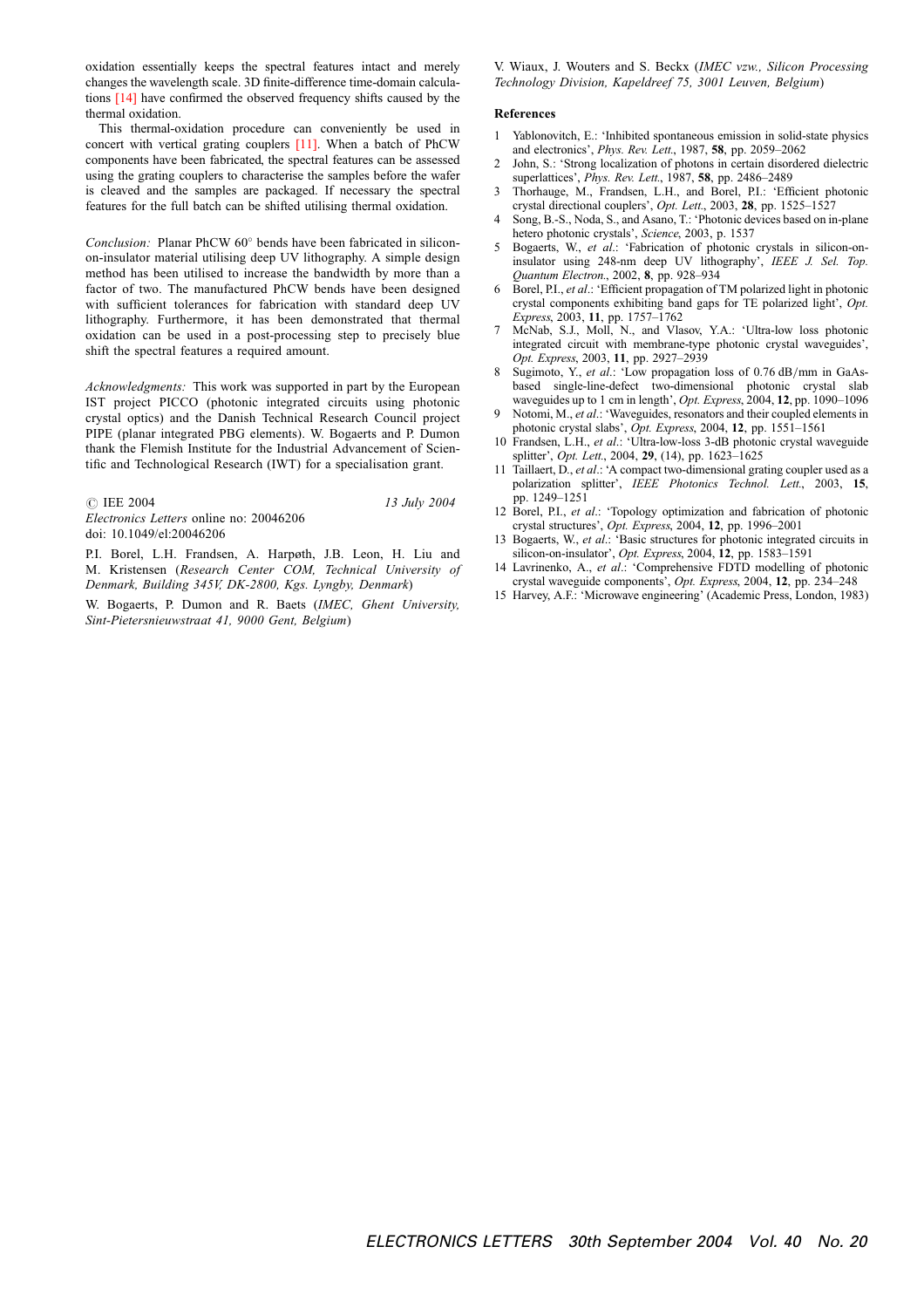oxidation essentially keeps the spectral features intact and merely changes the wavelength scale. 3D finite-difference time-domain calculations [14] have confirmed the observed frequency shifts caused by the thermal oxidation.

This thermal-oxidation procedure can conveniently be used in concert with vertical grating couplers [11]. When a batch of PhCW components have been fabricated, the spectral features can be assessed using the grating couplers to characterise the samples before the wafer is cleaved and the samples are packaged. If necessary the spectral features for the full batch can be shifted utilising thermal oxidation.

*Conclusion:* Planar PhCW 60° bends have been fabricated in silicon-on-insulator material utilising deep UV lithography. A simple design method has been utilised to increase the bandwidth by more than a factor of two. The manufactured PhCW bends have been designed with sufficient tolerances for fabrication with standard deep UV lithography. Furthermore, it has been demonstrated that thermal oxidation can be used in a post-processing step to precisely blue shift the spectral features a required amount.

*Acknowledgments:* This work was supported in part by the European IST project PICCO (photonic integrated circuits using photonic crystal optics) and the Danish Technical Research Council project PIPE (planar integrated PBG elements). W. Bogaerts and P. Dumon thank the Flemish Institute for the Industrial Advancement of Scientific and Technological Research (IWT) for a specialisation grant.

© IEE 2004 — *13 July 2004*

*Electronics Letters* online no: 20046206
doi: 10.1049/el:20046206

P.I. Borel, L.H. Frandsen, A. Harpøth, J.B. Leon, H. Liu and M. Kristensen (*Research Center COM, Technical University of Denmark, Building 345V, DK-2800, Kgs. Lyngby, Denmark*)

W. Bogaerts, P. Dumon and R. Baets (*IMEC, Ghent University, Sint-Pietersnieuwstraat 41, 9000 Gent, Belgium*)

V. Wiaux, J. Wouters and S. Beckx (*IMEC vzw., Silicon Processing Technology Division, Kapeldreef 75, 3001 Leuven, Belgium*)

## References

1. Yablonovitch, E.: 'Inhibited spontaneous emission in solid-state physics and electronics', *Phys. Rev. Lett.*, 1987, **58**, pp. 2059–2062
2. John, S.: 'Strong localization of photons in certain disordered dielectric superlattices', *Phys. Rev. Lett.*, 1987, **58**, pp. 2486–2489
3. Thorhauge, M., Frandsen, L.H., and Borel, P.I.: 'Efficient photonic crystal directional couplers', *Opt. Lett.*, 2003, **28**, pp. 1525–1527
4. Song, B.-S., Noda, S., and Asano, T.: 'Photonic devices based on in-plane hetero photonic crystals', *Science*, 2003, p. 1537
5. Bogaerts, W., *et al.*: 'Fabrication of photonic crystals in silicon-on-insulator using 248-nm deep UV lithography', *IEEE J. Sel. Top. Quantum Electron.*, 2002, **8**, pp. 928–934
6. Borel, P.I., *et al.*: 'Efficient propagation of TM polarized light in photonic crystal components exhibiting band gaps for TE polarized light', *Opt. Express*, 2003, **11**, pp. 1757–1762
7. McNab, S.J., Moll, N., and Vlasov, Y.A.: 'Ultra-low loss photonic integrated circuit with membrane-type photonic crystal waveguides', *Opt. Express*, 2003, **11**, pp. 2927–2939
8. Sugimoto, Y., *et al.*: 'Low propagation loss of 0.76 dB/mm in GaAs-based single-line-defect two-dimensional photonic crystal slab waveguides up to 1 cm in length', *Opt. Express*, 2004, **12**, pp. 1090–1096
9. Notomi, M., *et al.*: 'Waveguides, resonators and their coupled elements in photonic crystal slabs', *Opt. Express*, 2004, **12**, pp. 1551–1561
10. Frandsen, L.H., *et al.*: 'Ultra-low-loss 3-dB photonic crystal waveguide splitter', *Opt. Lett.*, 2004, **29**, (14), pp. 1623–1625
11. Taillaert, D., *et al.*: 'A compact two-dimensional grating coupler used as a polarization splitter', *IEEE Photonics Technol. Lett.*, 2003, **15**, pp. 1249–1251
12. Borel, P.I., *et al.*: 'Topology optimization and fabrication of photonic crystal structures', *Opt. Express*, 2004, **12**, pp. 1996–2001
13. Bogaerts, W., *et al.*: 'Basic structures for photonic integrated circuits in silicon-on-insulator', *Opt. Express*, 2004, **12**, pp. 1583–1591
14. Lavrinenko, A., *et al.*: 'Comprehensive FDTD modelling of photonic crystal waveguide components', *Opt. Express*, 2004, **12**, pp. 234–248
15. Harvey, A.F.: 'Microwave engineering' (Academic Press, London, 1983)